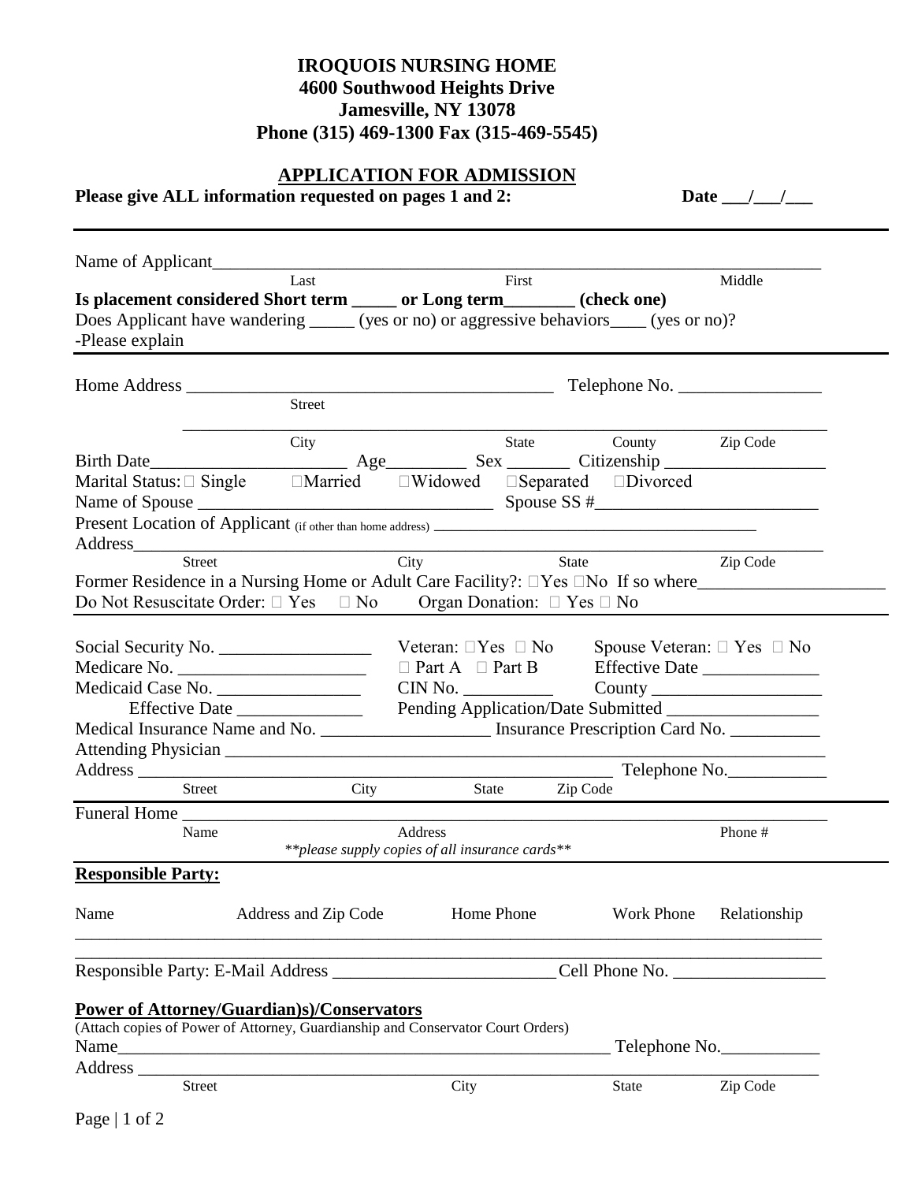**IROQUOIS NURSING HOME**
**4600 Southwood Heights Drive**
**Jamesville, NY 13078**
**Phone (315) 469-1300 Fax (315-469-5545)**

## APPLICATION FOR ADMISSION

**Please give ALL information requested on pages 1 and 2:** **Date ___/___/___**

---

Name of Applicant_______________________________________________________________________
Last First Middle

**Is placement considered Short term _____ or Long term________ (check one)**

Does Applicant have wandering _____ (yes or no) or aggressive behaviors____ (yes or no)?
-Please explain

---

Home Address _________________________________________ Telephone No. ________________
Street

_______________________________________________________________________________
City State County Zip Code

Birth Date______________________ Age_________ Sex _______ Citizenship __________________

Marital Status: ☐ Single ☐Married ☐Widowed ☐Separated ☐Divorced

Name of Spouse _________________________________ Spouse SS #_________________________

Present Location of Applicant (if other than home address) _________________________________________

Address_________________________________________________________________________
Street City State Zip Code

Former Residence in a Nursing Home or Adult Care Facility?: ☐Yes ☐No If so where____________________

Do Not Resuscitate Order: ☐ Yes ☐ No Organ Donation: ☐ Yes ☐ No

---

Social Security No. _________________ Veteran: ☐Yes ☐ No Spouse Veteran: ☐ Yes ☐ No

Medicare No. _____________________ ☐ Part A ☐ Part B Effective Date _____________

Medicaid Case No. ________________ CIN No. __________ County ___________________

Effective Date _______________ Pending Application/Date Submitted _________________

Medical Insurance Name and No. __________________ Insurance Prescription Card No. __________

Attending Physician _______________________________________________________________

Address _______________________________________________ Telephone No.___________
Street City State Zip Code

---

Funeral Home ___________________________________________________________________
Name Address Phone #

*\*\*please supply copies of all insurance cards\*\**

---

**Responsible Party:**

| Name | Address and Zip Code | Home Phone | Work Phone | Relationship |
|---|---|---|---|---|
| | | | | |
| | | | | |

Responsible Party: E-Mail Address _________________________ Cell Phone No. _________________

**Power of Attorney/Guardian)s)/Conservators**

(Attach copies of Power of Attorney, Guardianship and Conservator Court Orders)

Name__________________________________________________________ Telephone No.___________

Address _________________________________________________________________________
Street City State Zip Code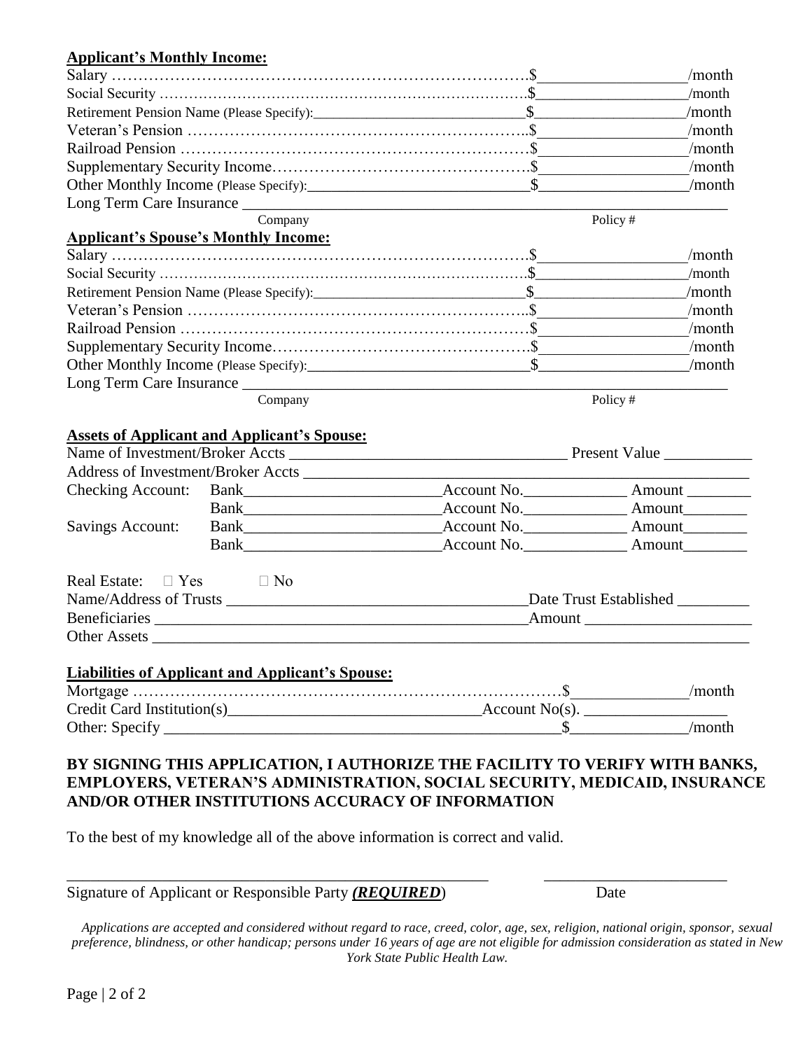**Applicant's Monthly Income:**

Salary ……………………………………………………………………….$__________________/month

Social Security ……………………………………………………………….$__________________/month

Retirement Pension Name (Please Specify):_____________________________$__________________/month

Veteran's Pension ……………………………………………………..$__________________/month

Railroad Pension ………………………………………………………$__________________/month

Supplementary Security Income……………………………………….$__________________/month

Other Monthly Income (Please Specify):_____________________________$__________________/month

Long Term Care Insurance ______________________________________________________________

Company Policy #

**Applicant's Spouse's Monthly Income:**

Salary ……………………………………………………………………….$__________________/month

Social Security ……………………………………………………………….$__________________/month

Retirement Pension Name (Please Specify):_____________________________$__________________/month

Veteran's Pension ……………………………………………………..$__________________/month

Railroad Pension ………………………………………………………$__________________/month

Supplementary Security Income……………………………………….$__________________/month

Other Monthly Income (Please Specify):_____________________________$__________________/month

Long Term Care Insurance ______________________________________________________________

Company Policy #

**Assets of Applicant and Applicant's Spouse:**

Name of Investment/Broker Accts ___________________________________ Present Value ___________

Address of Investment/Broker Accts __________________________________________________________

Checking Account: Bank_________________________Account No._____________ Amount ________

Bank_________________________Account No._____________ Amount________

Savings Account: Bank_________________________Account No._____________ Amount________

Bank_________________________Account No._____________ Amount________

Real Estate: ☐ Yes ☐ No

Name/Address of Trusts ______________________________________Date Trust Established _________

Beneficiaries _______________________________________________Amount _____________________

Other Assets ___________________________________________________________________________

**Liabilities of Applicant and Applicant's Spouse:**

Mortgage ……………………………………………………………………….$______________/month

Credit Card Institution(s)________________________________Account No(s). __________________

Other: Specify _______________________________________________$______________/month

**BY SIGNING THIS APPLICATION, I AUTHORIZE THE FACILITY TO VERIFY WITH BANKS, EMPLOYERS, VETERAN'S ADMINISTRATION, SOCIAL SECURITY, MEDICAID, INSURANCE AND/OR OTHER INSTITUTIONS ACCURACY OF INFORMATION**

To the best of my knowledge all of the above information is correct and valid.

_______________________________________________________ _______________________

Signature of Applicant or Responsible Party ***REQUIRED***) Date

*Applications are accepted and considered without regard to race, creed, color, age, sex, religion, national origin, sponsor, sexual preference, blindness, or other handicap; persons under 16 years of age are not eligible for admission consideration as stated in New York State Public Health Law.*